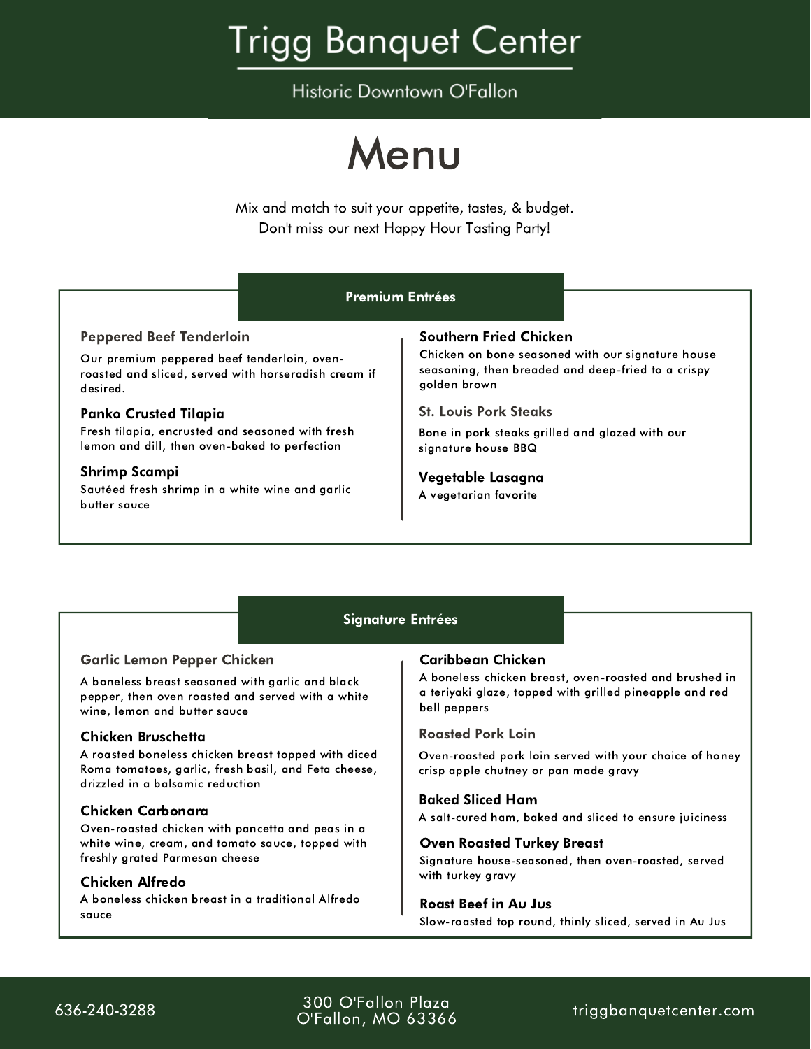# Trigg Banquet Center

Historic Downtown O'Fallon

## Menu

Mix and match to suit your appetite, tastes, & budget.
Don't miss our next Happy Hour Tasting Party!

### Premium Entrées

**Peppered Beef Tenderloin**
Our premium peppered beef tenderloin, oven-roasted and sliced, served with horseradish cream if desired.

**Panko Crusted Tilapia**
Fresh tilapia, encrusted and seasoned with fresh lemon and dill, then oven-baked to perfection

**Shrimp Scampi**
Sautéed fresh shrimp in a white wine and garlic butter sauce

**Southern Fried Chicken**
Chicken on bone seasoned with our signature house seasoning, then breaded and deep-fried to a crispy golden brown

**St. Louis Pork Steaks**
Bone in pork steaks grilled and glazed with our signature house BBQ

**Vegetable Lasagna**
A vegetarian favorite

### Signature Entrées

**Garlic Lemon Pepper Chicken**
A boneless breast seasoned with garlic and black pepper, then oven roasted and served with a white wine, lemon and butter sauce

**Chicken Bruschetta**
A roasted boneless chicken breast topped with diced Roma tomatoes, garlic, fresh basil, and Feta cheese, drizzled in a balsamic reduction

**Chicken Carbonara**
Oven-roasted chicken with pancetta and peas in a white wine, cream, and tomato sauce, topped with freshly grated Parmesan cheese

**Chicken Alfredo**
A boneless chicken breast in a traditional Alfredo sauce

**Caribbean Chicken**
A boneless chicken breast, oven-roasted and brushed in a teriyaki glaze, topped with grilled pineapple and red bell peppers

**Roasted Pork Loin**
Oven-roasted pork loin served with your choice of honey crisp apple chutney or pan made gravy

**Baked Sliced Ham**
A salt-cured ham, baked and sliced to ensure juiciness

**Oven Roasted Turkey Breast**
Signature house-seasoned, then oven-roasted, served with turkey gravy

**Roast Beef in Au Jus**
Slow-roasted top round, thinly sliced, served in Au Jus

636-240-3288

300 O'Fallon Plaza
O'Fallon, MO 63366

triggbanquetcenter.com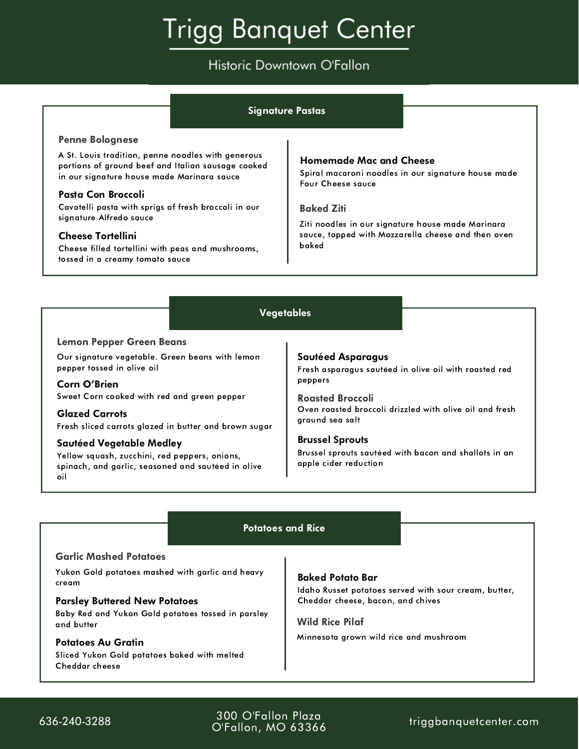# Trigg Banquet Center

Historic Downtown O'Fallon

## Signature Pastas

### Penne Bolognese

A St. Louis tradition, penne noodles with generous portions of ground beef and Italian sausage cooked in our signature house made Marinara sauce

### Pasta Con Broccoli

Cavatelli pasta with sprigs of fresh broccoli in our signature Alfredo sauce

### Cheese Tortellini

Cheese filled tortellini with peas and mushrooms, tossed in a creamy tomato sauce

### Homemade Mac and Cheese

Spiral macaroni noodles in our signature house made Four Cheese sauce

### Baked Ziti

Ziti noodles in our signature house made Marinara sauce, topped with Mozzarella cheese and then oven baked

## Vegetables

### Lemon Pepper Green Beans

Our signature vegetable. Green beans with lemon pepper tossed in olive oil

### Corn O'Brien

Sweet Corn cooked with red and green pepper

### Glazed Carrots

Fresh sliced carrots glazed in butter and brown sugar

### Sautéed Vegetable Medley

Yellow squash, zucchini, red peppers, onions, spinach, and garlic, seasoned and sautéed in olive oil

### Sautéed Asparagus

Fresh asparagus sautéed in olive oil with roasted red peppers

### Roasted Broccoli

Oven roasted broccoli drizzled with olive oil and fresh ground sea salt

### Brussel Sprouts

Brussel sprouts sautéed with bacon and shallots in an apple cider reduction

## Potatoes and Rice

### Garlic Mashed Potatoes

Yukon Gold potatoes mashed with garlic and heavy cream

### Parsley Buttered New Potatoes

Baby Red and Yukon Gold potatoes tossed in parsley and butter

### Potatoes Au Gratin

Sliced Yukon Gold potatoes baked with melted Cheddar cheese

### Baked Potato Bar

Idaho Russet potatoes served with sour cream, butter, Cheddar cheese, bacon, and chives

### Wild Rice Pilaf

Minnesota grown wild rice and mushroom

636-240-3288 | 300 O'Fallon Plaza, O'Fallon, MO 63366 | triggbanquetcenter.com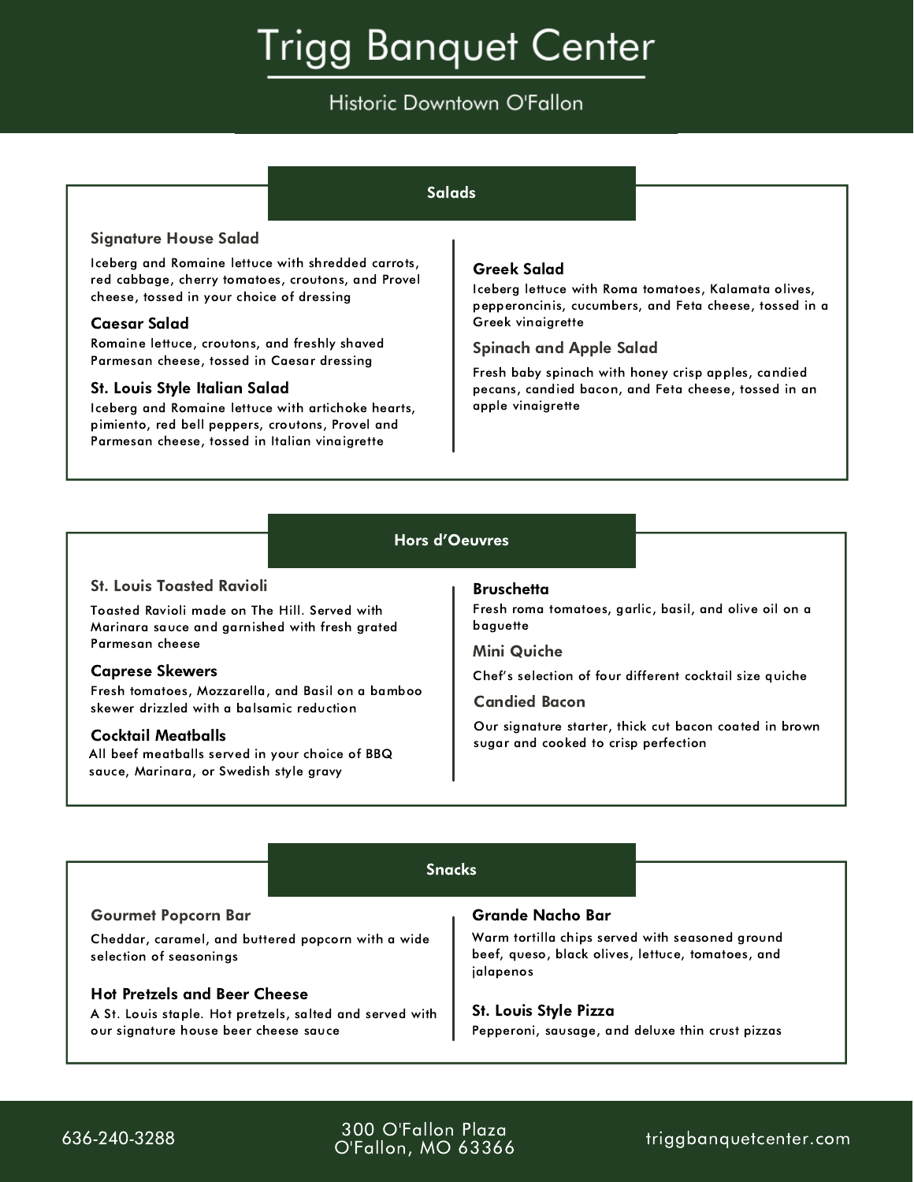# Trigg Banquet Center

Historic Downtown O'Fallon

## Salads

### Signature House Salad

Iceberg and Romaine lettuce with shredded carrots, red cabbage, cherry tomatoes, croutons, and Provel cheese, tossed in your choice of dressing

### Caesar Salad

Romaine lettuce, croutons, and freshly shaved Parmesan cheese, tossed in Caesar dressing

### St. Louis Style Italian Salad

Iceberg and Romaine lettuce with artichoke hearts, pimiento, red bell peppers, croutons, Provel and Parmesan cheese, tossed in Italian vinaigrette

### Greek Salad

Iceberg lettuce with Roma tomatoes, Kalamata olives, pepperoncinis, cucumbers, and Feta cheese, tossed in a Greek vinaigrette

### Spinach and Apple Salad

Fresh baby spinach with honey crisp apples, candied pecans, candied bacon, and Feta cheese, tossed in an apple vinaigrette

## Hors d'Oeuvres

### St. Louis Toasted Ravioli

Toasted Ravioli made on The Hill. Served with Marinara sauce and garnished with fresh grated Parmesan cheese

### Caprese Skewers

Fresh tomatoes, Mozzarella, and Basil on a bamboo skewer drizzled with a balsamic reduction

### Cocktail Meatballs

All beef meatballs served in your choice of BBQ sauce, Marinara, or Swedish style gravy

### Bruschetta

Fresh roma tomatoes, garlic, basil, and olive oil on a baguette

### Mini Quiche

Chef's selection of four different cocktail size quiche

### Candied Bacon

Our signature starter, thick cut bacon coated in brown sugar and cooked to crisp perfection

## Snacks

### Gourmet Popcorn Bar

Cheddar, caramel, and buttered popcorn with a wide selection of seasonings

### Hot Pretzels and Beer Cheese

A St. Louis staple. Hot pretzels, salted and served with our signature house beer cheese sauce

### Grande Nacho Bar

Warm tortilla chips served with seasoned ground beef, queso, black olives, lettuce, tomatoes, and jalapenos

### St. Louis Style Pizza

Pepperoni, sausage, and deluxe thin crust pizzas

636-240-3288

300 O'Fallon Plaza
O'Fallon, MO 63366

triggbanquetcenter.com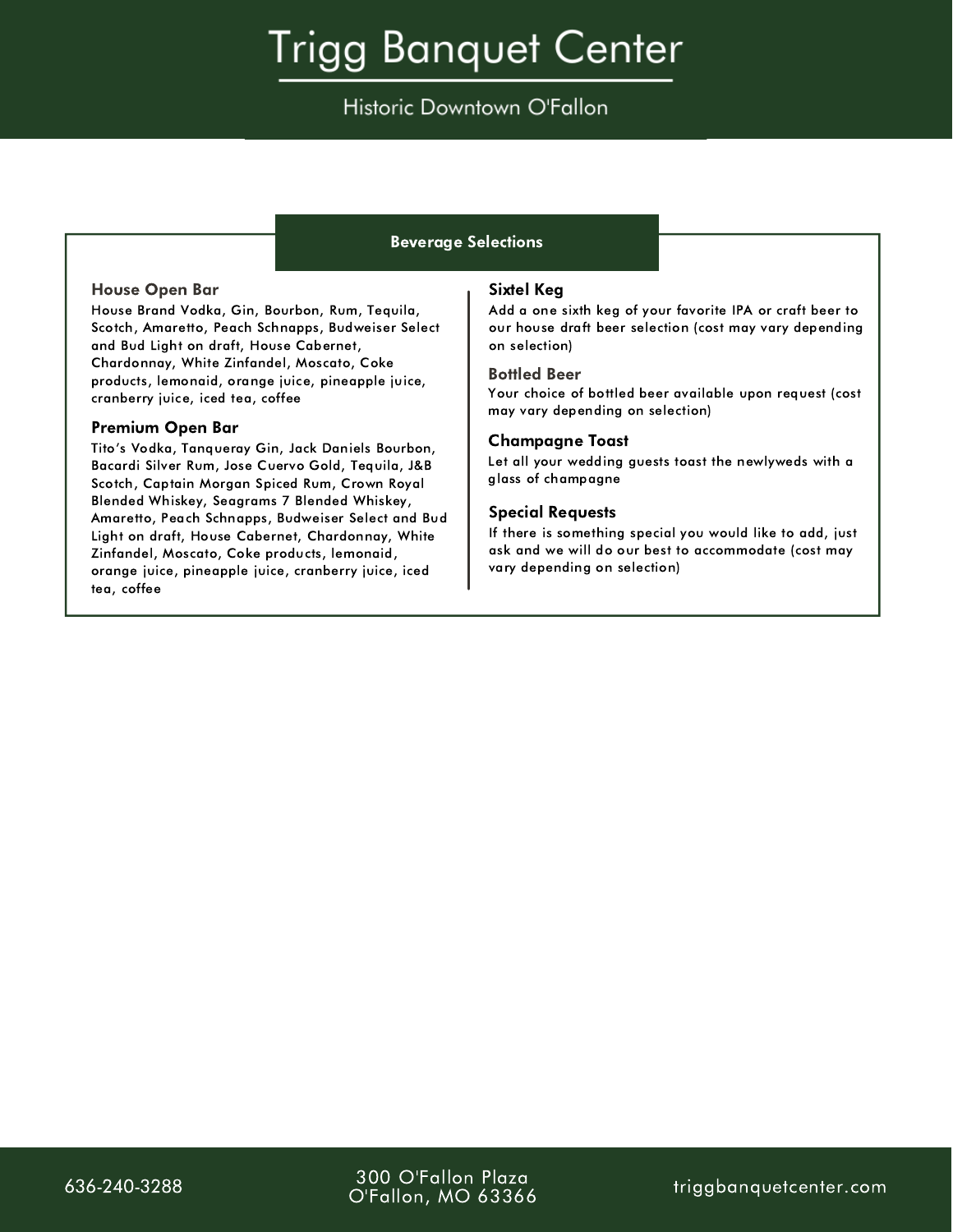# Trigg Banquet Center

Historic Downtown O'Fallon

## Beverage Selections

### House Open Bar

House Brand Vodka, Gin, Bourbon, Rum, Tequila, Scotch, Amaretto, Peach Schnapps, Budweiser Select and Bud Light on draft, House Cabernet, Chardonnay, White Zinfandel, Moscato, Coke products, lemonaid, orange juice, pineapple juice, cranberry juice, iced tea, coffee

### Premium Open Bar

Tito's Vodka, Tanqueray Gin, Jack Daniels Bourbon, Bacardi Silver Rum, Jose Cuervo Gold, Tequila, J&B Scotch, Captain Morgan Spiced Rum, Crown Royal Blended Whiskey, Seagrams 7 Blended Whiskey, Amaretto, Peach Schnapps, Budweiser Select and Bud Light on draft, House Cabernet, Chardonnay, White Zinfandel, Moscato, Coke products, lemonaid, orange juice, pineapple juice, cranberry juice, iced tea, coffee

### Sixtel Keg

Add a one sixth keg of your favorite IPA or craft beer to our house draft beer selection (cost may vary depending on selection)

### Bottled Beer

Your choice of bottled beer available upon request (cost may vary depending on selection)

### Champagne Toast

Let all your wedding guests toast the newlyweds with a glass of champagne

### Special Requests

If there is something special you would like to add, just ask and we will do our best to accommodate (cost may vary depending on selection)

636-240-3288

300 O'Fallon Plaza
O'Fallon, MO 63366

triggbanquetcenter.com